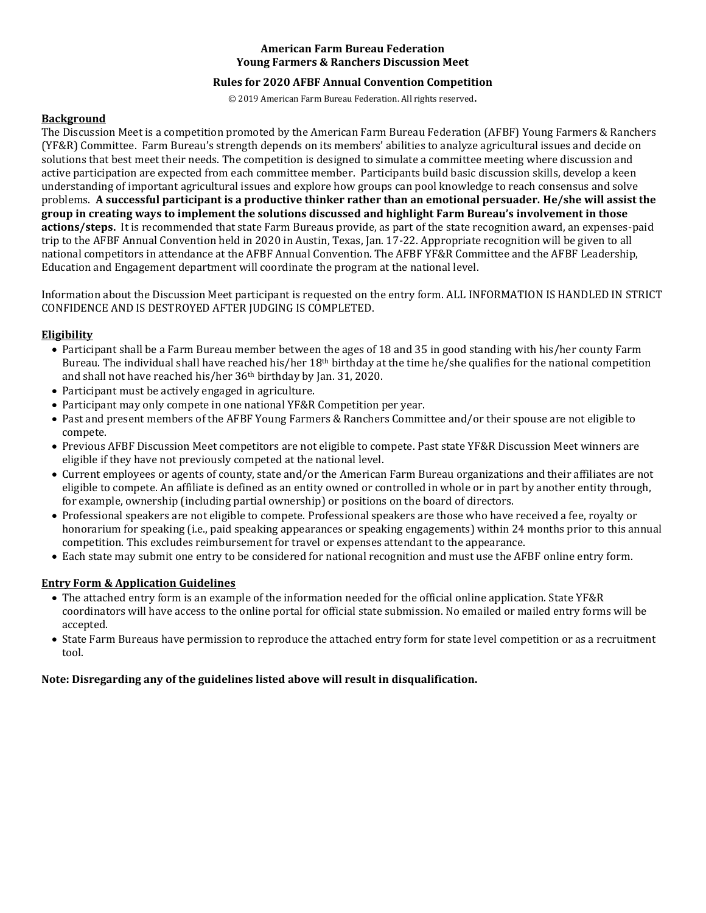**American Farm Bureau Federation**
**Young Farmers & Ranchers Discussion Meet**

**Rules for 2020 AFBF Annual Convention Competition**

© 2019 American Farm Bureau Federation. All rights reserved**.**

## Background

The Discussion Meet is a competition promoted by the American Farm Bureau Federation (AFBF) Young Farmers & Ranchers (YF&R) Committee. Farm Bureau's strength depends on its members' abilities to analyze agricultural issues and decide on solutions that best meet their needs. The competition is designed to simulate a committee meeting where discussion and active participation are expected from each committee member. Participants build basic discussion skills, develop a keen understanding of important agricultural issues and explore how groups can pool knowledge to reach consensus and solve problems. **A successful participant is a productive thinker rather than an emotional persuader. He/she will assist the group in creating ways to implement the solutions discussed and highlight Farm Bureau's involvement in those actions/steps.** It is recommended that state Farm Bureaus provide, as part of the state recognition award, an expenses-paid trip to the AFBF Annual Convention held in 2020 in Austin, Texas, Jan. 17-22. Appropriate recognition will be given to all national competitors in attendance at the AFBF Annual Convention. The AFBF YF&R Committee and the AFBF Leadership, Education and Engagement department will coordinate the program at the national level.

Information about the Discussion Meet participant is requested on the entry form. ALL INFORMATION IS HANDLED IN STRICT CONFIDENCE AND IS DESTROYED AFTER JUDGING IS COMPLETED.

## Eligibility

- Participant shall be a Farm Bureau member between the ages of 18 and 35 in good standing with his/her county Farm Bureau. The individual shall have reached his/her 18th birthday at the time he/she qualifies for the national competition and shall not have reached his/her 36th birthday by Jan. 31, 2020.
- Participant must be actively engaged in agriculture.
- Participant may only compete in one national YF&R Competition per year.
- Past and present members of the AFBF Young Farmers & Ranchers Committee and/or their spouse are not eligible to compete.
- Previous AFBF Discussion Meet competitors are not eligible to compete. Past state YF&R Discussion Meet winners are eligible if they have not previously competed at the national level.
- Current employees or agents of county, state and/or the American Farm Bureau organizations and their affiliates are not eligible to compete. An affiliate is defined as an entity owned or controlled in whole or in part by another entity through, for example, ownership (including partial ownership) or positions on the board of directors.
- Professional speakers are not eligible to compete. Professional speakers are those who have received a fee, royalty or honorarium for speaking (i.e., paid speaking appearances or speaking engagements) within 24 months prior to this annual competition. This excludes reimbursement for travel or expenses attendant to the appearance.
- Each state may submit one entry to be considered for national recognition and must use the AFBF online entry form.

## Entry Form & Application Guidelines

- The attached entry form is an example of the information needed for the official online application. State YF&R coordinators will have access to the online portal for official state submission. No emailed or mailed entry forms will be accepted.
- State Farm Bureaus have permission to reproduce the attached entry form for state level competition or as a recruitment tool.

**Note: Disregarding any of the guidelines listed above will result in disqualification.**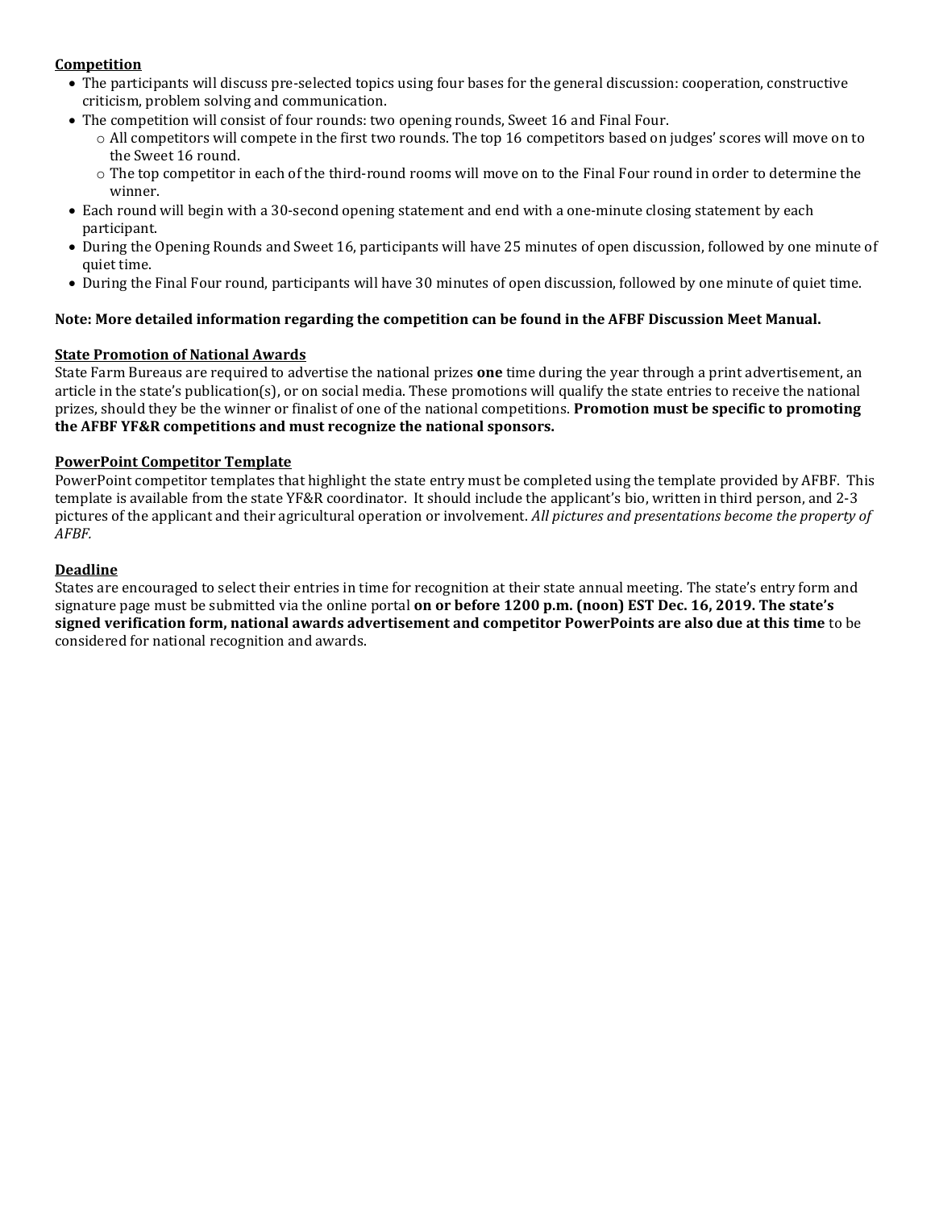**Competition**

- The participants will discuss pre-selected topics using four bases for the general discussion: cooperation, constructive criticism, problem solving and communication.
- The competition will consist of four rounds: two opening rounds, Sweet 16 and Final Four.
    - All competitors will compete in the first two rounds. The top 16 competitors based on judges' scores will move on to the Sweet 16 round.
    - The top competitor in each of the third-round rooms will move on to the Final Four round in order to determine the winner.
- Each round will begin with a 30-second opening statement and end with a one-minute closing statement by each participant.
- During the Opening Rounds and Sweet 16, participants will have 25 minutes of open discussion, followed by one minute of quiet time.
- During the Final Four round, participants will have 30 minutes of open discussion, followed by one minute of quiet time.

**Note: More detailed information regarding the competition can be found in the AFBF Discussion Meet Manual.**

**State Promotion of National Awards**

State Farm Bureaus are required to advertise the national prizes **one** time during the year through a print advertisement, an article in the state's publication(s), or on social media. These promotions will qualify the state entries to receive the national prizes, should they be the winner or finalist of one of the national competitions. **Promotion must be specific to promoting the AFBF YF&R competitions and must recognize the national sponsors.**

**PowerPoint Competitor Template**

PowerPoint competitor templates that highlight the state entry must be completed using the template provided by AFBF. This template is available from the state YF&R coordinator. It should include the applicant's bio, written in third person, and 2-3 pictures of the applicant and their agricultural operation or involvement. *All pictures and presentations become the property of AFBF.*

**Deadline**

States are encouraged to select their entries in time for recognition at their state annual meeting. The state's entry form and signature page must be submitted via the online portal **on or before 1200 p.m. (noon) EST Dec. 16, 2019. The state's signed verification form, national awards advertisement and competitor PowerPoints are also due at this time** to be considered for national recognition and awards.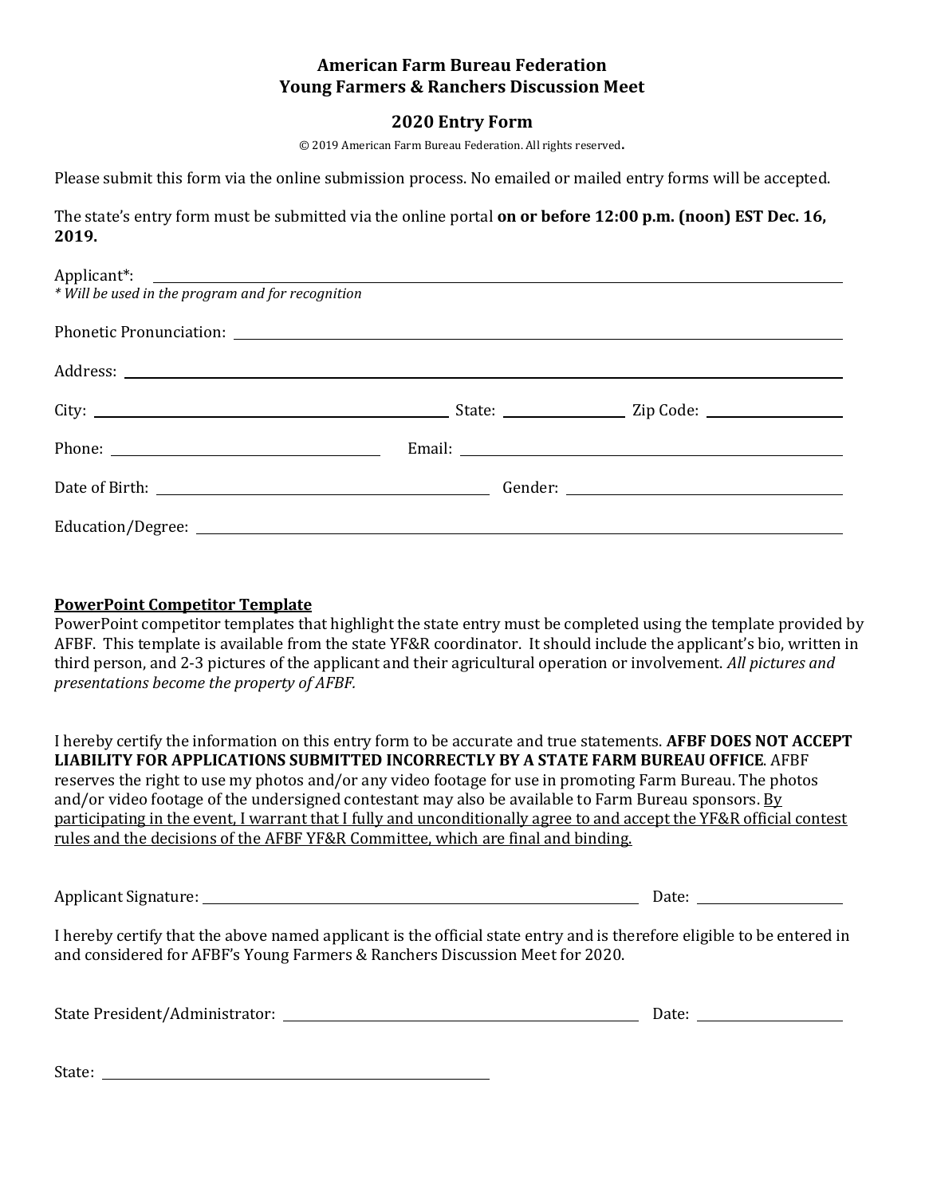**American Farm Bureau Federation**
**Young Farmers & Ranchers Discussion Meet**

**2020 Entry Form**

© 2019 American Farm Bureau Federation. All rights reserved.

Please submit this form via the online submission process. No emailed or mailed entry forms will be accepted.

The state's entry form must be submitted via the online portal **on or before 12:00 p.m. (noon) EST Dec. 16, 2019.**

Applicant*: ______________________________

*\* Will be used in the program and for recognition*

Phonetic Pronunciation: ______________________________

Address: ______________________________

City: ______________________ State: __________ Zip Code: __________

Phone: ______________________ Email: ______________________

Date of Birth: ______________________ Gender: ______________________

Education/Degree: ______________________________

**<u>PowerPoint Competitor Template</u>**

PowerPoint competitor templates that highlight the state entry must be completed using the template provided by AFBF. This template is available from the state YF&R coordinator. It should include the applicant's bio, written in third person, and 2-3 pictures of the applicant and their agricultural operation or involvement. *All pictures and presentations become the property of AFBF.*

I hereby certify the information on this entry form to be accurate and true statements. **AFBF DOES NOT ACCEPT LIABILITY FOR APPLICATIONS SUBMITTED INCORRECTLY BY A STATE FARM BUREAU OFFICE**. AFBF reserves the right to use my photos and/or any video footage for use in promoting Farm Bureau. The photos and/or video footage of the undersigned contestant may also be available to Farm Bureau sponsors. <u>By participating in the event, I warrant that I fully and unconditionally agree to and accept the YF&R official contest rules and the decisions of the AFBF YF&R Committee, which are final and binding.</u>

Applicant Signature: ______________________________ Date: __________

I hereby certify that the above named applicant is the official state entry and is therefore eligible to be entered in and considered for AFBF's Young Farmers & Ranchers Discussion Meet for 2020.

State President/Administrator: ______________________________ Date: __________

State: ______________________________